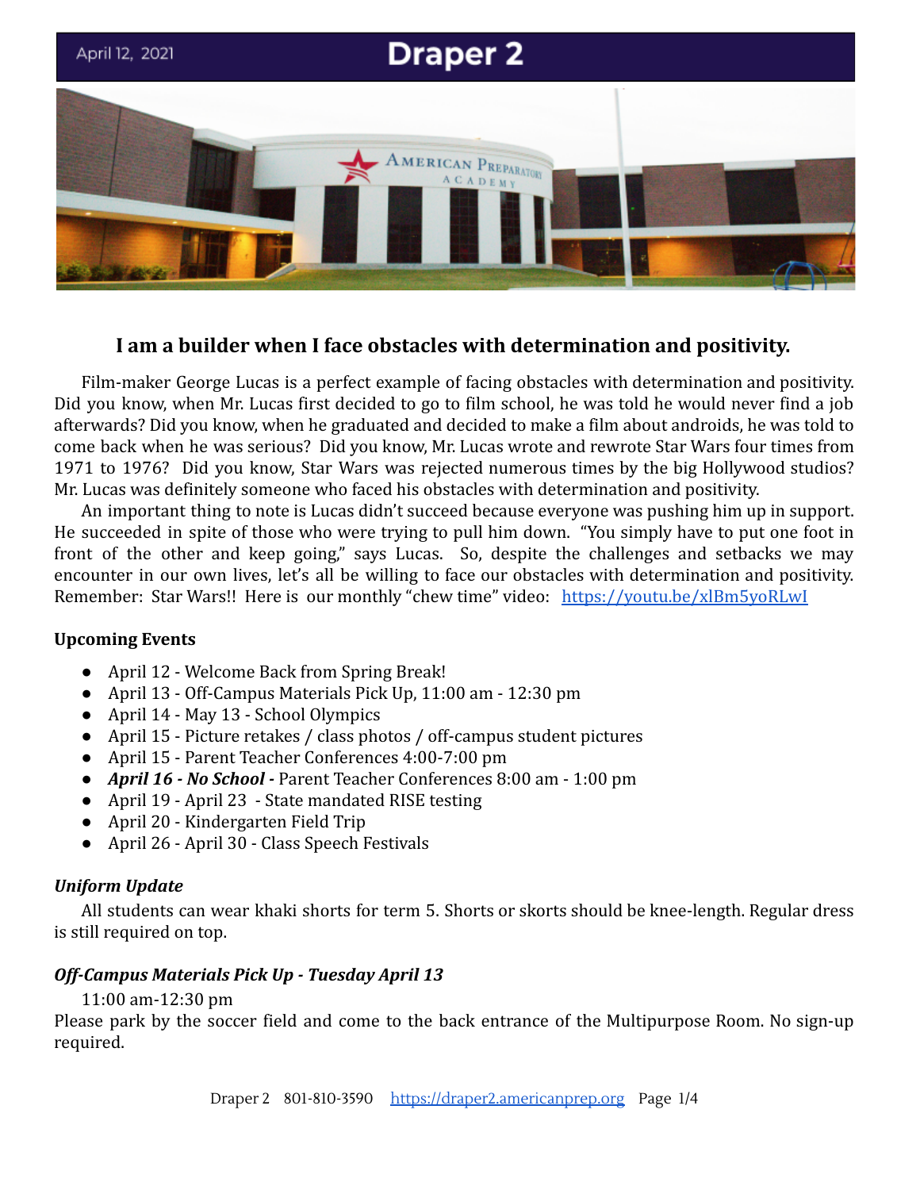April 12, 2021

# Draper 2

## I am a builder when I face obstacles with determination and positivity.

Film-maker George Lucas is a perfect example of facing obstacles with determination and positivity. Did you know, when Mr. Lucas first decided to go to film school, he was told he would never find a job afterwards? Did you know, when he graduated and decided to make a film about androids, he was told to come back when he was serious? Did you know, Mr. Lucas wrote and rewrote Star Wars four times from 1971 to 1976? Did you know, Star Wars was rejected numerous times by the big Hollywood studios? Mr. Lucas was definitely someone who faced his obstacles with determination and positivity.

An important thing to note is Lucas didn't succeed because everyone was pushing him up in support. He succeeded in spite of those who were trying to pull him down. "You simply have to put one foot in front of the other and keep going," says Lucas. So, despite the challenges and setbacks we may encounter in our own lives, let's all be willing to face our obstacles with determination and positivity. Remember: Star Wars!! Here is our monthly "chew time" video: https://youtu.be/xlBm5yoRLwI

**Upcoming Events**

- April 12 - Welcome Back from Spring Break!
- April 13 - Off-Campus Materials Pick Up, 11:00 am - 12:30 pm
- April 14 - May 13 - School Olympics
- April 15 - Picture retakes / class photos / off-campus student pictures
- April 15 - Parent Teacher Conferences 4:00-7:00 pm
- ***April 16 - No School -*** Parent Teacher Conferences 8:00 am - 1:00 pm
- April 19 - April 23 - State mandated RISE testing
- April 20 - Kindergarten Field Trip
- April 26 - April 30 - Class Speech Festivals

***Uniform Update***

All students can wear khaki shorts for term 5. Shorts or skorts should be knee-length. Regular dress is still required on top.

***Off-Campus Materials Pick Up - Tuesday April 13***

11:00 am-12:30 pm

Please park by the soccer field and come to the back entrance of the Multipurpose Room. No sign-up required.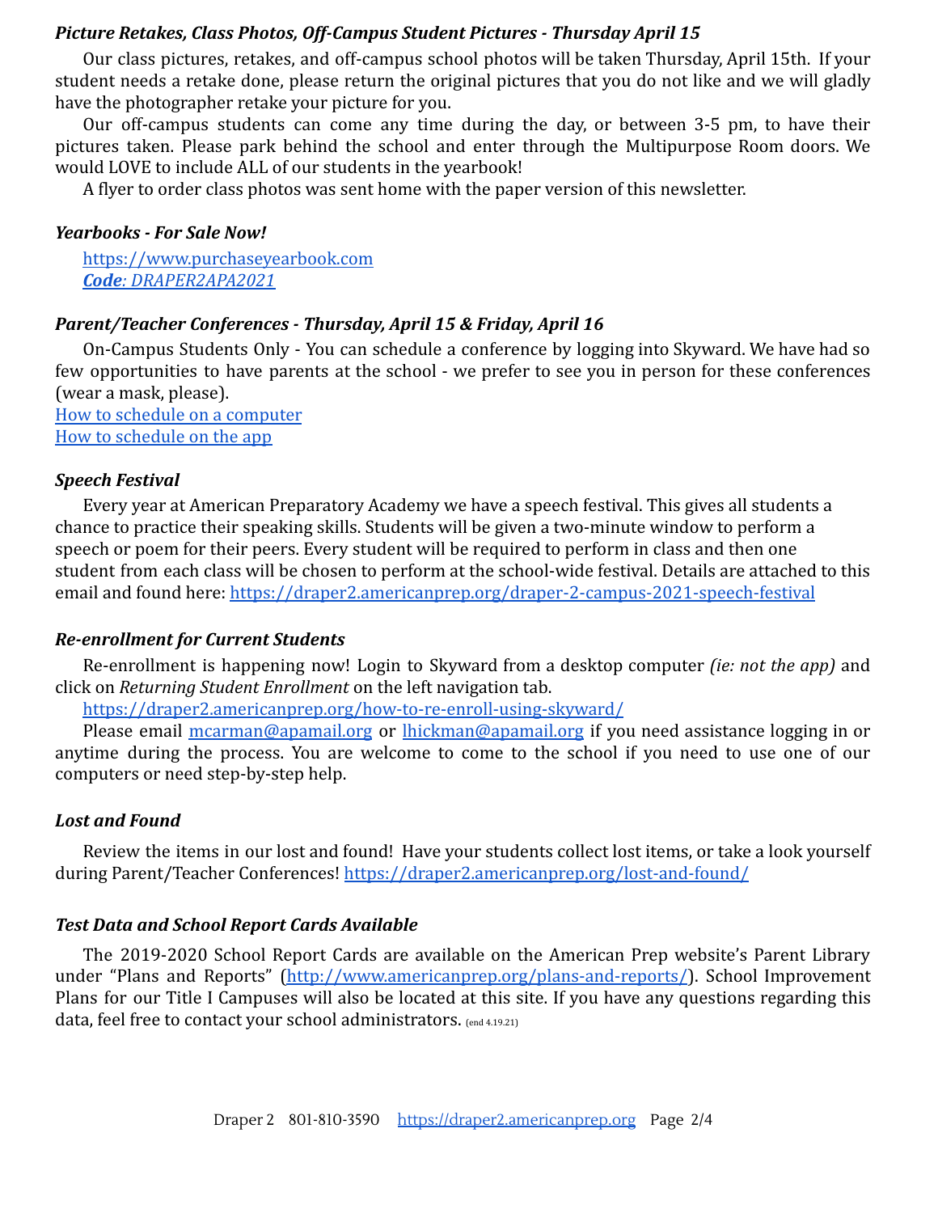### *Picture Retakes, Class Photos, Off-Campus Student Pictures - Thursday April 15*

Our class pictures, retakes, and off-campus school photos will be taken Thursday, April 15th. If your student needs a retake done, please return the original pictures that you do not like and we will gladly have the photographer retake your picture for you.

Our off-campus students can come any time during the day, or between 3-5 pm, to have their pictures taken. Please park behind the school and enter through the Multipurpose Room doors. We would LOVE to include ALL of our students in the yearbook!

A flyer to order class photos was sent home with the paper version of this newsletter.

### *Yearbooks - For Sale Now!*

https://www.purchaseyearbook.com
***Code**: DRAPER2APA2021*

### *Parent/Teacher Conferences - Thursday, April 15 & Friday, April 16*

On-Campus Students Only - You can schedule a conference by logging into Skyward. We have had so few opportunities to have parents at the school - we prefer to see you in person for these conferences (wear a mask, please).
How to schedule on a computer
How to schedule on the app

### *Speech Festival*

Every year at American Preparatory Academy we have a speech festival. This gives all students a chance to practice their speaking skills. Students will be given a two-minute window to perform a speech or poem for their peers. Every student will be required to perform in class and then one student from each class will be chosen to perform at the school-wide festival. Details are attached to this email and found here: https://draper2.americanprep.org/draper-2-campus-2021-speech-festival

### *Re-enrollment for Current Students*

Re-enrollment is happening now! Login to Skyward from a desktop computer *(ie: not the app)* and click on *Returning Student Enrollment* on the left navigation tab.

https://draper2.americanprep.org/how-to-re-enroll-using-skyward/

Please email mcarman@apamail.org or lhickman@apamail.org if you need assistance logging in or anytime during the process. You are welcome to come to the school if you need to use one of our computers or need step-by-step help.

### *Lost and Found*

Review the items in our lost and found! Have your students collect lost items, or take a look yourself during Parent/Teacher Conferences! https://draper2.americanprep.org/lost-and-found/

### *Test Data and School Report Cards Available*

The 2019-2020 School Report Cards are available on the American Prep website's Parent Library under "Plans and Reports" (http://www.americanprep.org/plans-and-reports/). School Improvement Plans for our Title I Campuses will also be located at this site. If you have any questions regarding this data, feel free to contact your school administrators. (end 4.19.21)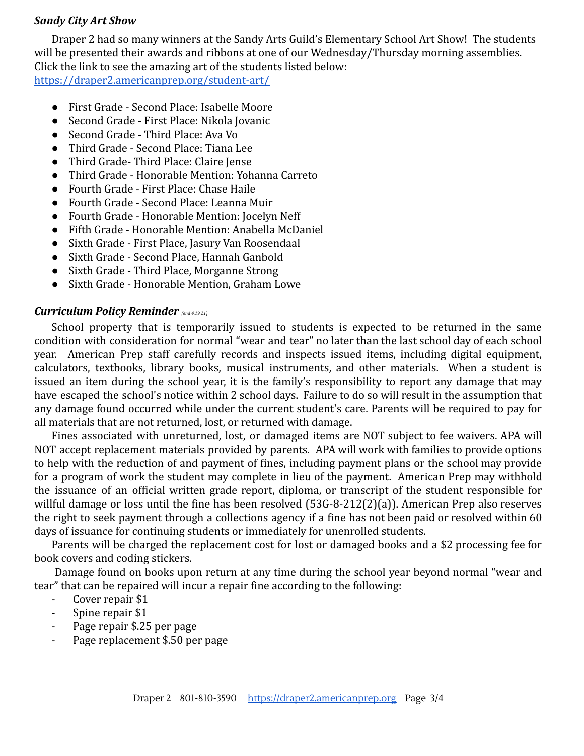### ***Sandy City Art Show***

Draper 2 had so many winners at the Sandy Arts Guild's Elementary School Art Show! The students will be presented their awards and ribbons at one of our Wednesday/Thursday morning assemblies. Click the link to see the amazing art of the students listed below: [https://draper2.americanprep.org/student-art/](https://draper2.americanprep.org/student-art/)

- First Grade - Second Place: Isabelle Moore
- Second Grade - First Place: Nikola Jovanic
- Second Grade - Third Place: Ava Vo
- Third Grade - Second Place: Tiana Lee
- Third Grade- Third Place: Claire Jense
- Third Grade - Honorable Mention: Yohanna Carreto
- Fourth Grade - First Place: Chase Haile
- Fourth Grade - Second Place: Leanna Muir
- Fourth Grade - Honorable Mention: Jocelyn Neff
- Fifth Grade - Honorable Mention: Anabella McDaniel
- Sixth Grade - First Place, Jasury Van Roosendaal
- Sixth Grade - Second Place, Hannah Ganbold
- Sixth Grade - Third Place, Morganne Strong
- Sixth Grade - Honorable Mention, Graham Lowe

### ***Curriculum Policy Reminder*** *(end 4.19.21)*

School property that is temporarily issued to students is expected to be returned in the same condition with consideration for normal "wear and tear" no later than the last school day of each school year. American Prep staff carefully records and inspects issued items, including digital equipment, calculators, textbooks, library books, musical instruments, and other materials. When a student is issued an item during the school year, it is the family's responsibility to report any damage that may have escaped the school's notice within 2 school days. Failure to do so will result in the assumption that any damage found occurred while under the current student's care. Parents will be required to pay for all materials that are not returned, lost, or returned with damage.

Fines associated with unreturned, lost, or damaged items are NOT subject to fee waivers. APA will NOT accept replacement materials provided by parents. APA will work with families to provide options to help with the reduction of and payment of fines, including payment plans or the school may provide for a program of work the student may complete in lieu of the payment. American Prep may withhold the issuance of an official written grade report, diploma, or transcript of the student responsible for willful damage or loss until the fine has been resolved (53G-8-212(2)(a)). American Prep also reserves the right to seek payment through a collections agency if a fine has not been paid or resolved within 60 days of issuance for continuing students or immediately for unenrolled students.

Parents will be charged the replacement cost for lost or damaged books and a $2 processing fee for book covers and coding stickers.

Damage found on books upon return at any time during the school year beyond normal "wear and tear" that can be repaired will incur a repair fine according to the following:

- Cover repair $1
- Spine repair $1
- Page repair $.25 per page
- Page replacement $.50 per page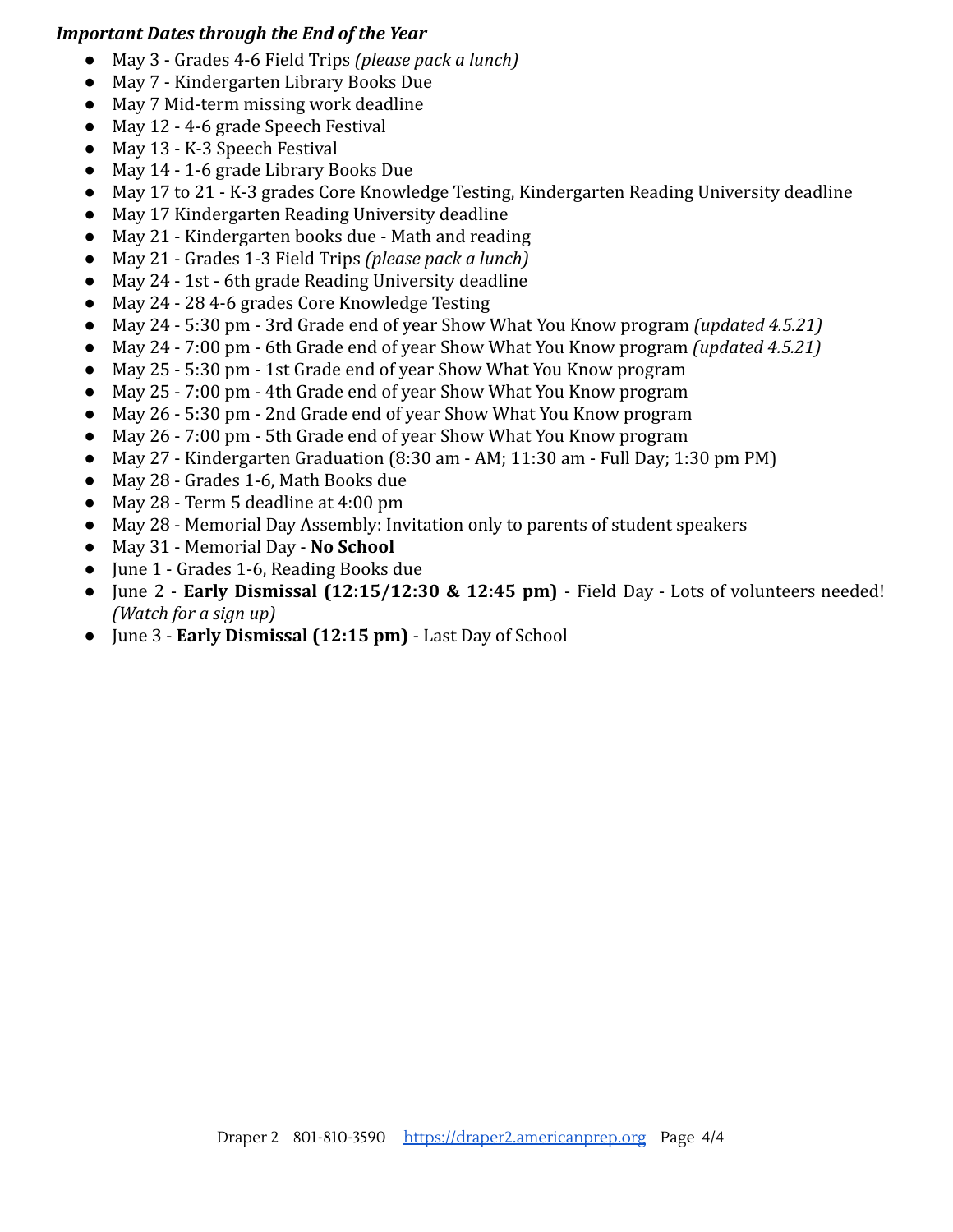***Important Dates through the End of the Year***

- May 3 - Grades 4-6 Field Trips *(please pack a lunch)*
- May 7 - Kindergarten Library Books Due
- May 7 Mid-term missing work deadline
- May 12 - 4-6 grade Speech Festival
- May 13 - K-3 Speech Festival
- May 14 - 1-6 grade Library Books Due
- May 17 to 21 - K-3 grades Core Knowledge Testing, Kindergarten Reading University deadline
- May 17 Kindergarten Reading University deadline
- May 21 - Kindergarten books due - Math and reading
- May 21 - Grades 1-3 Field Trips *(please pack a lunch)*
- May 24 - 1st - 6th grade Reading University deadline
- May 24 - 28 4-6 grades Core Knowledge Testing
- May 24 - 5:30 pm - 3rd Grade end of year Show What You Know program *(updated 4.5.21)*
- May 24 - 7:00 pm - 6th Grade end of year Show What You Know program *(updated 4.5.21)*
- May 25 - 5:30 pm - 1st Grade end of year Show What You Know program
- May 25 - 7:00 pm - 4th Grade end of year Show What You Know program
- May 26 - 5:30 pm - 2nd Grade end of year Show What You Know program
- May 26 - 7:00 pm - 5th Grade end of year Show What You Know program
- May 27 - Kindergarten Graduation (8:30 am - AM; 11:30 am - Full Day; 1:30 pm PM)
- May 28 - Grades 1-6, Math Books due
- May 28 - Term 5 deadline at 4:00 pm
- May 28 - Memorial Day Assembly: Invitation only to parents of student speakers
- May 31 - Memorial Day - **No School**
- June 1 - Grades 1-6, Reading Books due
- June 2 - **Early Dismissal (12:15/12:30 & 12:45 pm)** - Field Day - Lots of volunteers needed! *(Watch for a sign up)*
- June 3 - **Early Dismissal (12:15 pm)** - Last Day of School

Draper 2 801-810-3590 https://draper2.americanprep.org